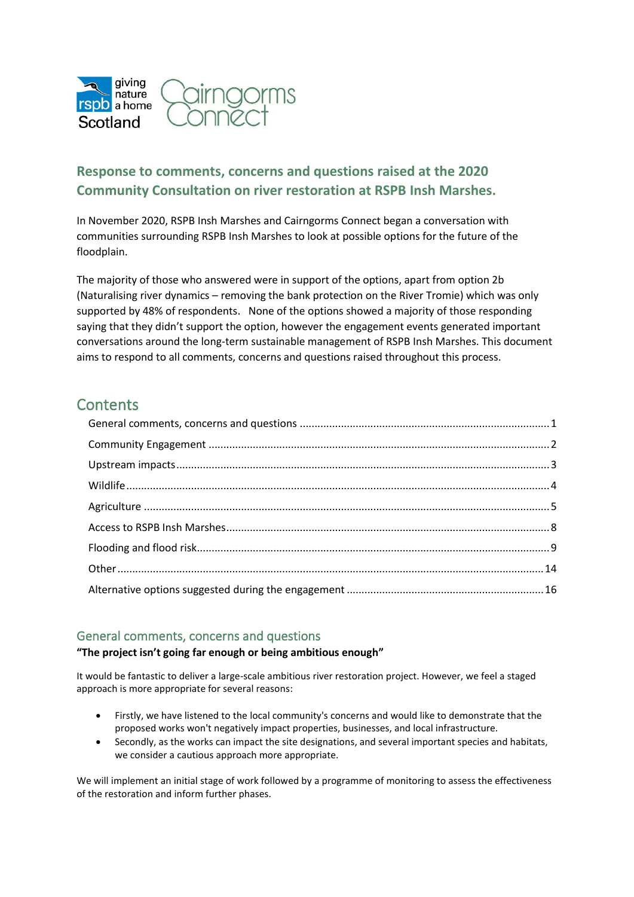# Response to comments, concerns and questions raised at the 2020 Community Consultation on river restoration at RSPB Insh Marshes.

In November 2020, RSPB Insh Marshes and Cairngorms Connect began a conversation with communities surrounding RSPB Insh Marshes to look at possible options for the future of the floodplain.

The majority of those who answered were in support of the options, apart from option 2b (Naturalising river dynamics – removing the bank protection on the River Tromie) which was only supported by 48% of respondents. None of the options showed a majority of those responding saying that they didn't support the option, however the engagement events generated important conversations around the long-term sustainable management of RSPB Insh Marshes. This document aims to respond to all comments, concerns and questions raised throughout this process.

## Contents

- General comments, concerns and questions ..... 1
- Community Engagement ..... 2
- Upstream impacts ..... 3
- Wildlife ..... 4
- Agriculture ..... 5
- Access to RSPB Insh Marshes ..... 8
- Flooding and flood risk ..... 9
- Other ..... 14
- Alternative options suggested during the engagement ..... 16

## General comments, concerns and questions

**"The project isn't going far enough or being ambitious enough"**

It would be fantastic to deliver a large-scale ambitious river restoration project. However, we feel a staged approach is more appropriate for several reasons:

- Firstly, we have listened to the local community's concerns and would like to demonstrate that the proposed works won't negatively impact properties, businesses, and local infrastructure.
- Secondly, as the works can impact the site designations, and several important species and habitats, we consider a cautious approach more appropriate.

We will implement an initial stage of work followed by a programme of monitoring to assess the effectiveness of the restoration and inform further phases.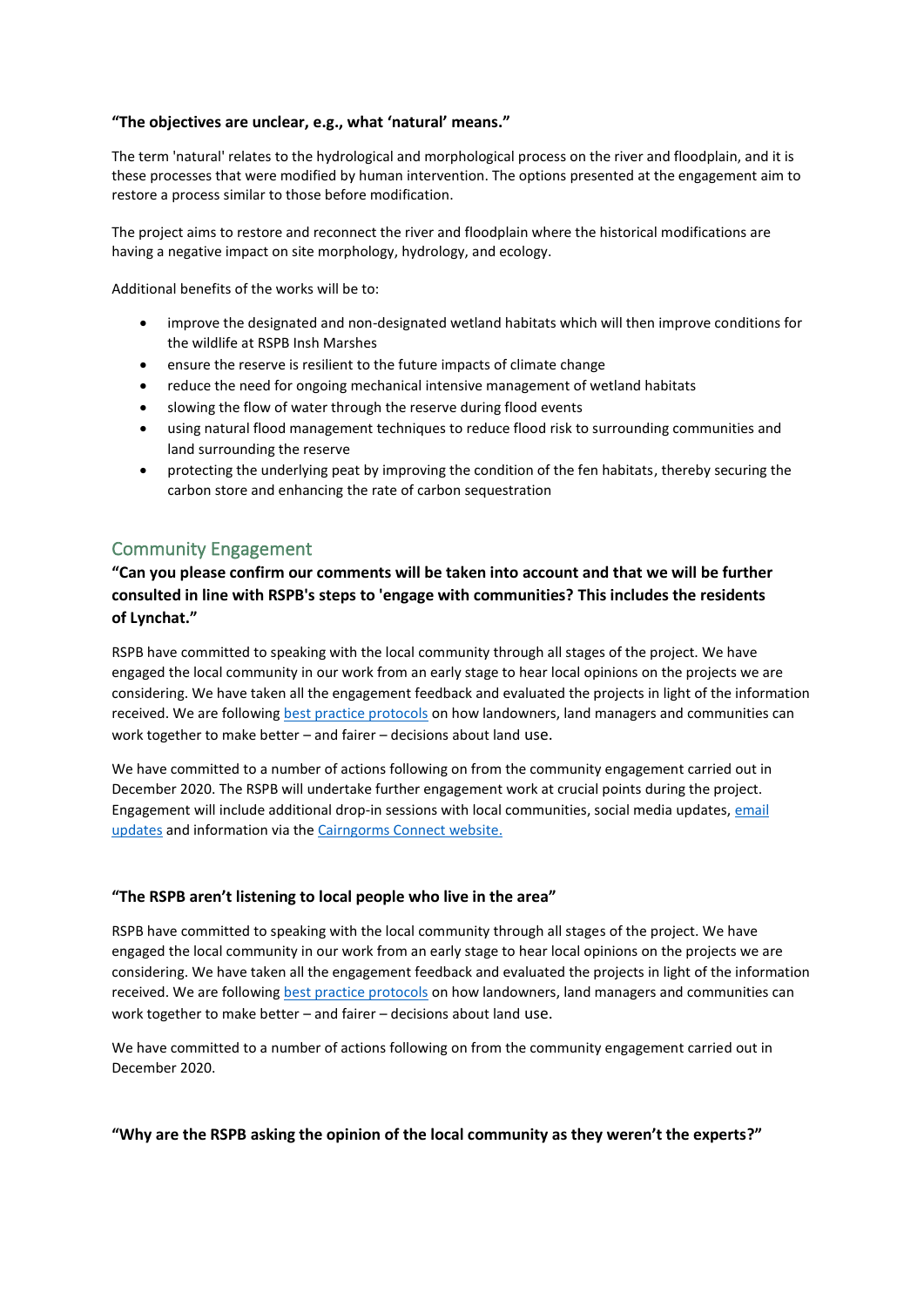**"The objectives are unclear, e.g., what 'natural' means."**

The term 'natural' relates to the hydrological and morphological process on the river and floodplain, and it is these processes that were modified by human intervention. The options presented at the engagement aim to restore a process similar to those before modification.

The project aims to restore and reconnect the river and floodplain where the historical modifications are having a negative impact on site morphology, hydrology, and ecology.

Additional benefits of the works will be to:

- improve the designated and non-designated wetland habitats which will then improve conditions for the wildlife at RSPB Insh Marshes
- ensure the reserve is resilient to the future impacts of climate change
- reduce the need for ongoing mechanical intensive management of wetland habitats
- slowing the flow of water through the reserve during flood events
- using natural flood management techniques to reduce flood risk to surrounding communities and land surrounding the reserve
- protecting the underlying peat by improving the condition of the fen habitats, thereby securing the carbon store and enhancing the rate of carbon sequestration

## Community Engagement

### "Can you please confirm our comments will be taken into account and that we will be further consulted in line with RSPB's steps to 'engage with communities? This includes the residents of Lynchat."

RSPB have committed to speaking with the local community through all stages of the project. We have engaged the local community in our work from an early stage to hear local opinions on the projects we are considering. We have taken all the engagement feedback and evaluated the projects in light of the information received. We are following best practice protocols on how landowners, land managers and communities can work together to make better – and fairer – decisions about land use.

We have committed to a number of actions following on from the community engagement carried out in December 2020. The RSPB will undertake further engagement work at crucial points during the project. Engagement will include additional drop-in sessions with local communities, social media updates, email updates and information via the Cairngorms Connect website.

**"The RSPB aren't listening to local people who live in the area"**

RSPB have committed to speaking with the local community through all stages of the project. We have engaged the local community in our work from an early stage to hear local opinions on the projects we are considering. We have taken all the engagement feedback and evaluated the projects in light of the information received. We are following best practice protocols on how landowners, land managers and communities can work together to make better – and fairer – decisions about land use.

We have committed to a number of actions following on from the community engagement carried out in December 2020.

**"Why are the RSPB asking the opinion of the local community as they weren't the experts?"**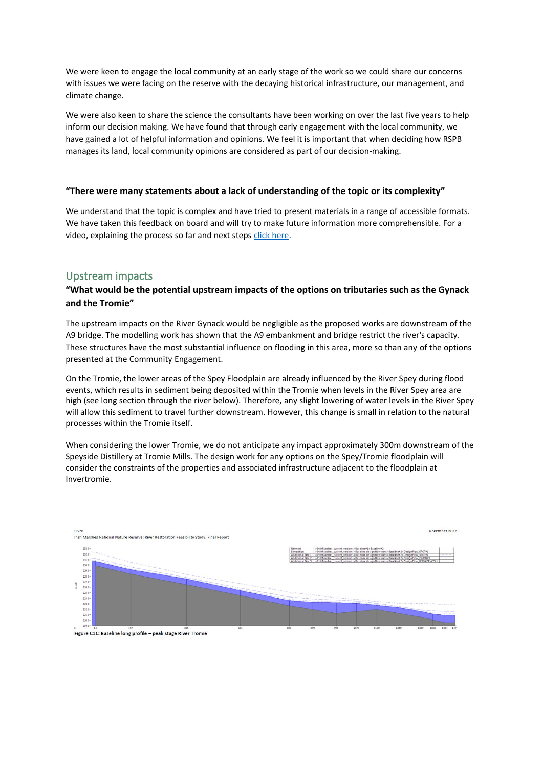We were keen to engage the local community at an early stage of the work so we could share our concerns with issues we were facing on the reserve with the decaying historical infrastructure, our management, and climate change.

We were also keen to share the science the consultants have been working on over the last five years to help inform our decision making. We have found that through early engagement with the local community, we have gained a lot of helpful information and opinions. We feel it is important that when deciding how RSPB manages its land, local community opinions are considered as part of our decision-making.

**"There were many statements about a lack of understanding of the topic or its complexity"**

We understand that the topic is complex and have tried to present materials in a range of accessible formats. We have taken this feedback on board and will try to make future information more comprehensible. For a video, explaining the process so far and next steps click here.

## Upstream impacts

**"What would be the potential upstream impacts of the options on tributaries such as the Gynack and the Tromie"**

The upstream impacts on the River Gynack would be negligible as the proposed works are downstream of the A9 bridge. The modelling work has shown that the A9 embankment and bridge restrict the river's capacity. These structures have the most substantial influence on flooding in this area, more so than any of the options presented at the Community Engagement.

On the Tromie, the lower areas of the Spey Floodplain are already influenced by the River Spey during flood events, which results in sediment being deposited within the Tromie when levels in the River Spey area are high (see long section through the river below). Therefore, any slight lowering of water levels in the River Spey will allow this sediment to travel further downstream. However, this change is small in relation to the natural processes within the Tromie itself.

When considering the lower Tromie, we do not anticipate any impact approximately 300m downstream of the Speyside Distillery at Tromie Mills. The design work for any options on the Spey/Tromie floodplain will consider the constraints of the properties and associated infrastructure adjacent to the floodplain at Invertromie.

Figure C11: Baseline long profile – peak stage River Tromie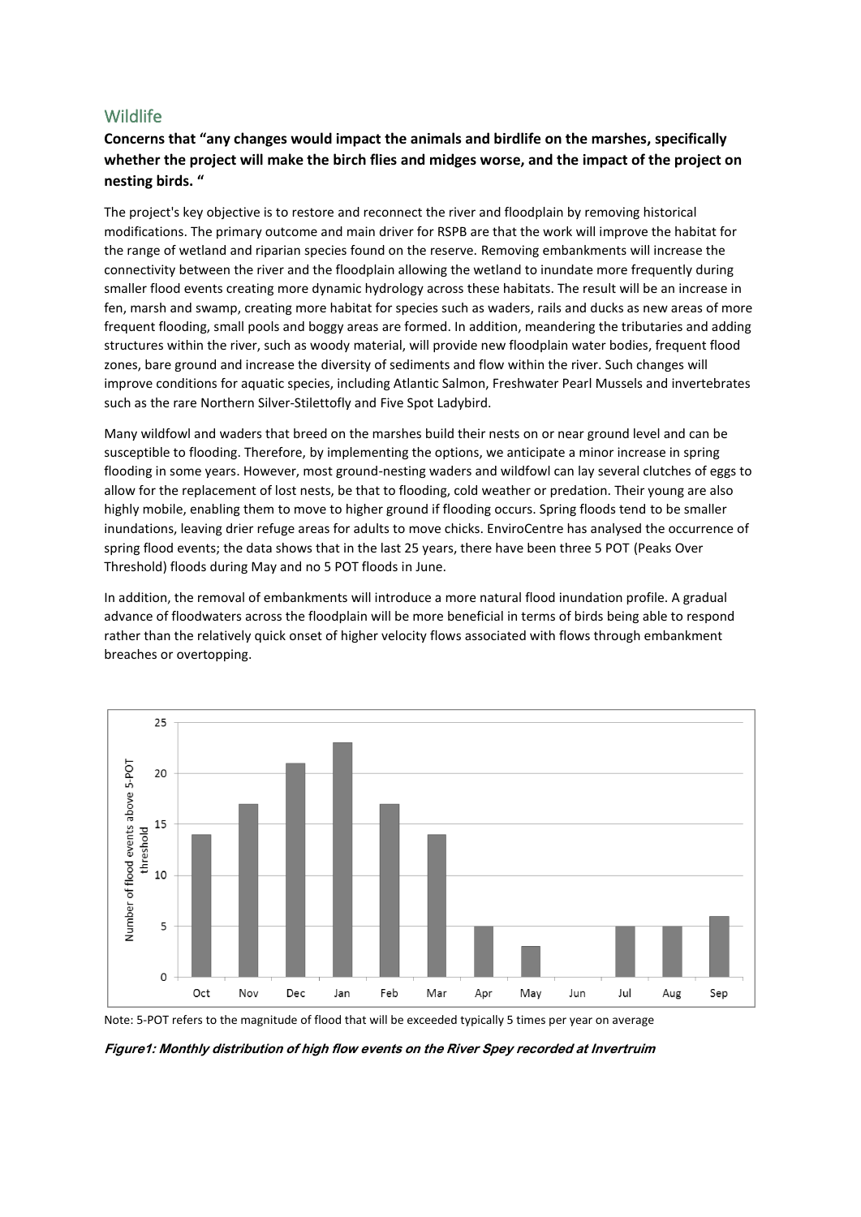## Wildlife

**Concerns that "any changes would impact the animals and birdlife on the marshes, specifically whether the project will make the birch flies and midges worse, and the impact of the project on nesting birds. "**

The project's key objective is to restore and reconnect the river and floodplain by removing historical modifications. The primary outcome and main driver for RSPB are that the work will improve the habitat for the range of wetland and riparian species found on the reserve. Removing embankments will increase the connectivity between the river and the floodplain allowing the wetland to inundate more frequently during smaller flood events creating more dynamic hydrology across these habitats. The result will be an increase in fen, marsh and swamp, creating more habitat for species such as waders, rails and ducks as new areas of more frequent flooding, small pools and boggy areas are formed. In addition, meandering the tributaries and adding structures within the river, such as woody material, will provide new floodplain water bodies, frequent flood zones, bare ground and increase the diversity of sediments and flow within the river. Such changes will improve conditions for aquatic species, including Atlantic Salmon, Freshwater Pearl Mussels and invertebrates such as the rare Northern Silver-Stilettofly and Five Spot Ladybird.

Many wildfowl and waders that breed on the marshes build their nests on or near ground level and can be susceptible to flooding. Therefore, by implementing the options, we anticipate a minor increase in spring flooding in some years. However, most ground-nesting waders and wildfowl can lay several clutches of eggs to allow for the replacement of lost nests, be that to flooding, cold weather or predation. Their young are also highly mobile, enabling them to move to higher ground if flooding occurs. Spring floods tend to be smaller inundations, leaving drier refuge areas for adults to move chicks. EnviroCentre has analysed the occurrence of spring flood events; the data shows that in the last 25 years, there have been three 5 POT (Peaks Over Threshold) floods during May and no 5 POT floods in June.

In addition, the removal of embankments will introduce a more natural flood inundation profile. A gradual advance of floodwaters across the floodplain will be more beneficial in terms of birds being able to respond rather than the relatively quick onset of higher velocity flows associated with flows through embankment breaches or overtopping.

| Month | Number of flood events above 5-POT threshold |
|---|---|
| Oct | 14 |
| Nov | 17 |
| Dec | 21 |
| Jan | 23 |
| Feb | 17 |
| Mar | 14 |
| Apr | 5 |
| May | 3 |
| Jun | 0 |
| Jul | 5 |
| Aug | 5 |
| Sep | 6 |

Note: 5-POT refers to the magnitude of flood that will be exceeded typically 5 times per year on average

***Figure1: Monthly distribution of high flow events on the River Spey recorded at Invertruim***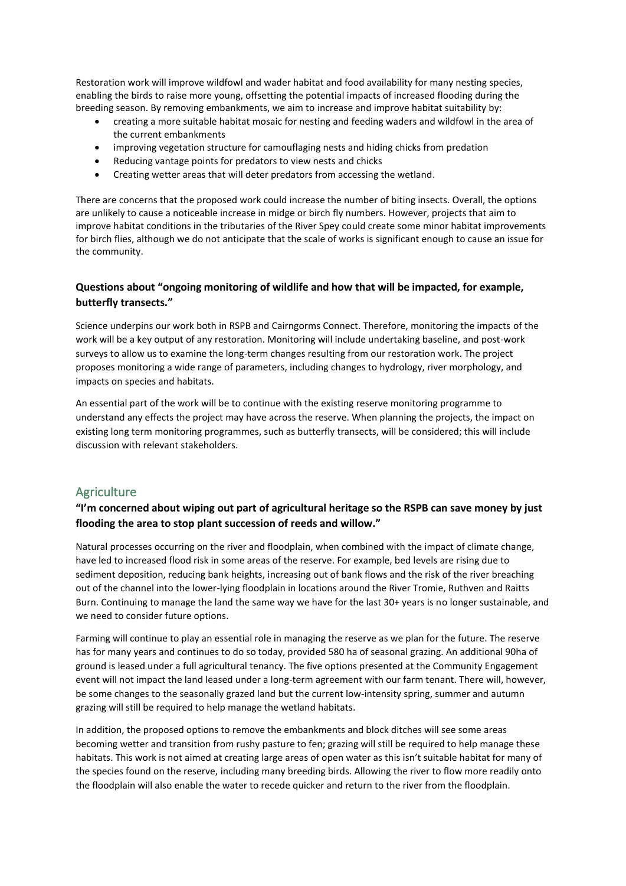Restoration work will improve wildfowl and wader habitat and food availability for many nesting species, enabling the birds to raise more young, offsetting the potential impacts of increased flooding during the breeding season. By removing embankments, we aim to increase and improve habitat suitability by:

- creating a more suitable habitat mosaic for nesting and feeding waders and wildfowl in the area of the current embankments
- improving vegetation structure for camouflaging nests and hiding chicks from predation
- Reducing vantage points for predators to view nests and chicks
- Creating wetter areas that will deter predators from accessing the wetland.

There are concerns that the proposed work could increase the number of biting insects. Overall, the options are unlikely to cause a noticeable increase in midge or birch fly numbers. However, projects that aim to improve habitat conditions in the tributaries of the River Spey could create some minor habitat improvements for birch flies, although we do not anticipate that the scale of works is significant enough to cause an issue for the community.

### Questions about "ongoing monitoring of wildlife and how that will be impacted, for example, butterfly transects."

Science underpins our work both in RSPB and Cairngorms Connect. Therefore, monitoring the impacts of the work will be a key output of any restoration. Monitoring will include undertaking baseline, and post-work surveys to allow us to examine the long-term changes resulting from our restoration work. The project proposes monitoring a wide range of parameters, including changes to hydrology, river morphology, and impacts on species and habitats.

An essential part of the work will be to continue with the existing reserve monitoring programme to understand any effects the project may have across the reserve. When planning the projects, the impact on existing long term monitoring programmes, such as butterfly transects, will be considered; this will include discussion with relevant stakeholders.

## Agriculture

### "I'm concerned about wiping out part of agricultural heritage so the RSPB can save money by just flooding the area to stop plant succession of reeds and willow."

Natural processes occurring on the river and floodplain, when combined with the impact of climate change, have led to increased flood risk in some areas of the reserve. For example, bed levels are rising due to sediment deposition, reducing bank heights, increasing out of bank flows and the risk of the river breaching out of the channel into the lower-lying floodplain in locations around the River Tromie, Ruthven and Raitts Burn. Continuing to manage the land the same way we have for the last 30+ years is no longer sustainable, and we need to consider future options.

Farming will continue to play an essential role in managing the reserve as we plan for the future. The reserve has for many years and continues to do so today, provided 580 ha of seasonal grazing. An additional 90ha of ground is leased under a full agricultural tenancy. The five options presented at the Community Engagement event will not impact the land leased under a long-term agreement with our farm tenant. There will, however, be some changes to the seasonally grazed land but the current low-intensity spring, summer and autumn grazing will still be required to help manage the wetland habitats.

In addition, the proposed options to remove the embankments and block ditches will see some areas becoming wetter and transition from rushy pasture to fen; grazing will still be required to help manage these habitats. This work is not aimed at creating large areas of open water as this isn't suitable habitat for many of the species found on the reserve, including many breeding birds. Allowing the river to flow more readily onto the floodplain will also enable the water to recede quicker and return to the river from the floodplain.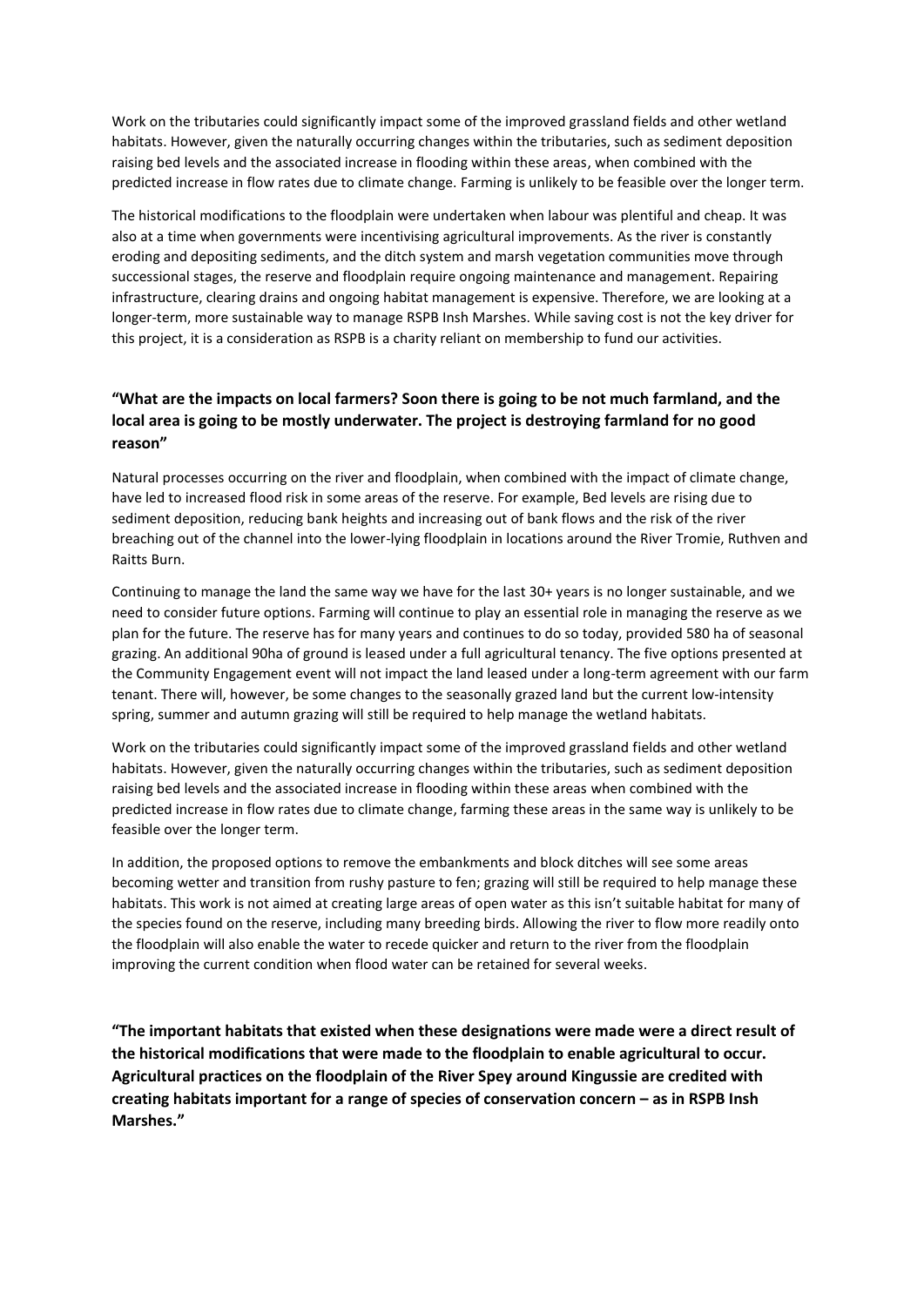Work on the tributaries could significantly impact some of the improved grassland fields and other wetland habitats. However, given the naturally occurring changes within the tributaries, such as sediment deposition raising bed levels and the associated increase in flooding within these areas, when combined with the predicted increase in flow rates due to climate change. Farming is unlikely to be feasible over the longer term.

The historical modifications to the floodplain were undertaken when labour was plentiful and cheap. It was also at a time when governments were incentivising agricultural improvements. As the river is constantly eroding and depositing sediments, and the ditch system and marsh vegetation communities move through successional stages, the reserve and floodplain require ongoing maintenance and management. Repairing infrastructure, clearing drains and ongoing habitat management is expensive. Therefore, we are looking at a longer-term, more sustainable way to manage RSPB Insh Marshes. While saving cost is not the key driver for this project, it is a consideration as RSPB is a charity reliant on membership to fund our activities.

### "What are the impacts on local farmers? Soon there is going to be not much farmland, and the local area is going to be mostly underwater. The project is destroying farmland for no good reason"

Natural processes occurring on the river and floodplain, when combined with the impact of climate change, have led to increased flood risk in some areas of the reserve. For example, Bed levels are rising due to sediment deposition, reducing bank heights and increasing out of bank flows and the risk of the river breaching out of the channel into the lower-lying floodplain in locations around the River Tromie, Ruthven and Raitts Burn.

Continuing to manage the land the same way we have for the last 30+ years is no longer sustainable, and we need to consider future options. Farming will continue to play an essential role in managing the reserve as we plan for the future. The reserve has for many years and continues to do so today, provided 580 ha of seasonal grazing. An additional 90ha of ground is leased under a full agricultural tenancy. The five options presented at the Community Engagement event will not impact the land leased under a long-term agreement with our farm tenant. There will, however, be some changes to the seasonally grazed land but the current low-intensity spring, summer and autumn grazing will still be required to help manage the wetland habitats.

Work on the tributaries could significantly impact some of the improved grassland fields and other wetland habitats. However, given the naturally occurring changes within the tributaries, such as sediment deposition raising bed levels and the associated increase in flooding within these areas when combined with the predicted increase in flow rates due to climate change, farming these areas in the same way is unlikely to be feasible over the longer term.

In addition, the proposed options to remove the embankments and block ditches will see some areas becoming wetter and transition from rushy pasture to fen; grazing will still be required to help manage these habitats. This work is not aimed at creating large areas of open water as this isn't suitable habitat for many of the species found on the reserve, including many breeding birds. Allowing the river to flow more readily onto the floodplain will also enable the water to recede quicker and return to the river from the floodplain improving the current condition when flood water can be retained for several weeks.

### "The important habitats that existed when these designations were made were a direct result of the historical modifications that were made to the floodplain to enable agricultural to occur. Agricultural practices on the floodplain of the River Spey around Kingussie are credited with creating habitats important for a range of species of conservation concern – as in RSPB Insh Marshes."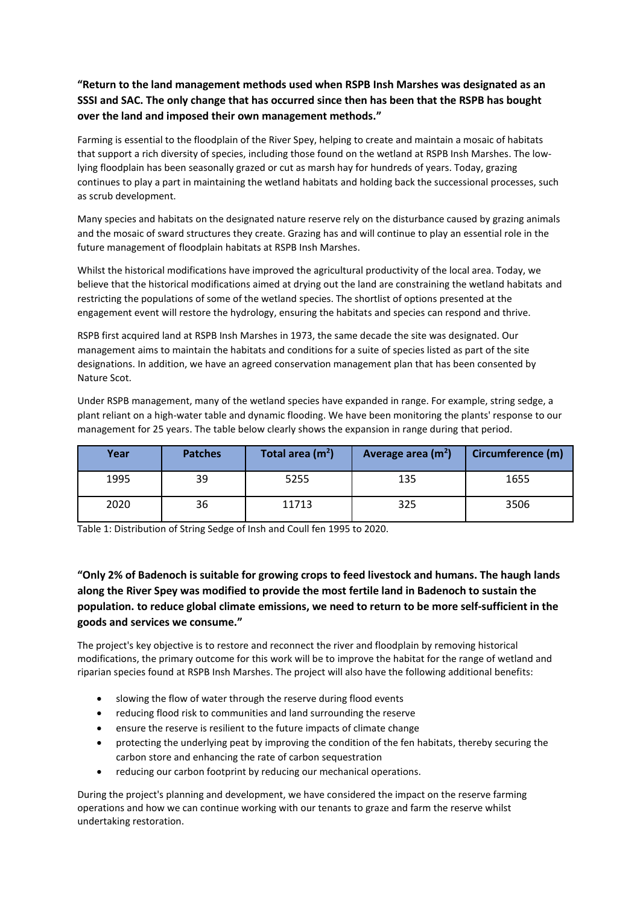**"Return to the land management methods used when RSPB Insh Marshes was designated as an SSSI and SAC. The only change that has occurred since then has been that the RSPB has bought over the land and imposed their own management methods."**

Farming is essential to the floodplain of the River Spey, helping to create and maintain a mosaic of habitats that support a rich diversity of species, including those found on the wetland at RSPB Insh Marshes. The low-lying floodplain has been seasonally grazed or cut as marsh hay for hundreds of years. Today, grazing continues to play a part in maintaining the wetland habitats and holding back the successional processes, such as scrub development.

Many species and habitats on the designated nature reserve rely on the disturbance caused by grazing animals and the mosaic of sward structures they create. Grazing has and will continue to play an essential role in the future management of floodplain habitats at RSPB Insh Marshes.

Whilst the historical modifications have improved the agricultural productivity of the local area. Today, we believe that the historical modifications aimed at drying out the land are constraining the wetland habitats and restricting the populations of some of the wetland species. The shortlist of options presented at the engagement event will restore the hydrology, ensuring the habitats and species can respond and thrive.

RSPB first acquired land at RSPB Insh Marshes in 1973, the same decade the site was designated. Our management aims to maintain the habitats and conditions for a suite of species listed as part of the site designations. In addition, we have an agreed conservation management plan that has been consented by Nature Scot.

Under RSPB management, many of the wetland species have expanded in range. For example, string sedge, a plant reliant on a high-water table and dynamic flooding. We have been monitoring the plants' response to our management for 25 years. The table below clearly shows the expansion in range during that period.

| Year | Patches | Total area ($m^2$) | Average area ($m^2$) | Circumference (m) |
|---|---|---|---|---|
| 1995 | 39 | 5255 | 135 | 1655 |
| 2020 | 36 | 11713 | 325 | 3506 |

Table 1: Distribution of String Sedge of Insh and Coull fen 1995 to 2020.

**"Only 2% of Badenoch is suitable for growing crops to feed livestock and humans. The haugh lands along the River Spey was modified to provide the most fertile land in Badenoch to sustain the population. to reduce global climate emissions, we need to return to be more self-sufficient in the goods and services we consume."**

The project's key objective is to restore and reconnect the river and floodplain by removing historical modifications, the primary outcome for this work will be to improve the habitat for the range of wetland and riparian species found at RSPB Insh Marshes. The project will also have the following additional benefits:

- slowing the flow of water through the reserve during flood events
- reducing flood risk to communities and land surrounding the reserve
- ensure the reserve is resilient to the future impacts of climate change
- protecting the underlying peat by improving the condition of the fen habitats, thereby securing the carbon store and enhancing the rate of carbon sequestration
- reducing our carbon footprint by reducing our mechanical operations.

During the project's planning and development, we have considered the impact on the reserve farming operations and how we can continue working with our tenants to graze and farm the reserve whilst undertaking restoration.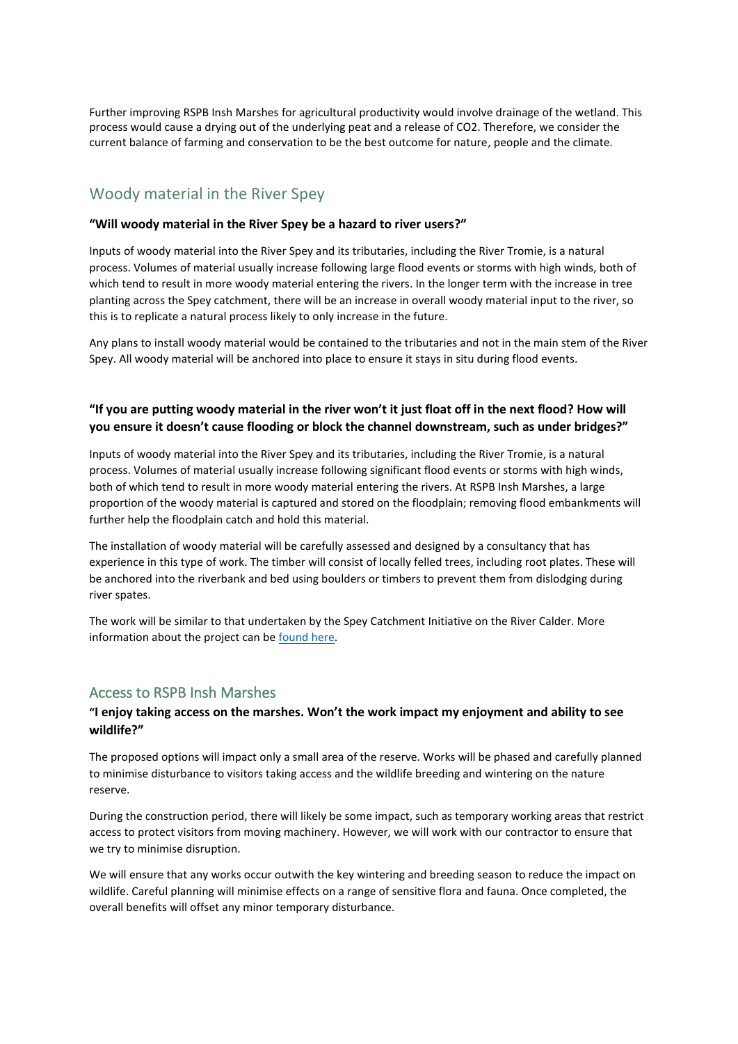Further improving RSPB Insh Marshes for agricultural productivity would involve drainage of the wetland. This process would cause a drying out of the underlying peat and a release of $CO_2$. Therefore, we consider the current balance of farming and conservation to be the best outcome for nature, people and the climate.

## Woody material in the River Spey

**"Will woody material in the River Spey be a hazard to river users?"**

Inputs of woody material into the River Spey and its tributaries, including the River Tromie, is a natural process. Volumes of material usually increase following large flood events or storms with high winds, both of which tend to result in more woody material entering the rivers. In the longer term with the increase in tree planting across the Spey catchment, there will be an increase in overall woody material input to the river, so this is to replicate a natural process likely to only increase in the future.

Any plans to install woody material would be contained to the tributaries and not in the main stem of the River Spey. All woody material will be anchored into place to ensure it stays in situ during flood events.

**"If you are putting woody material in the river won't it just float off in the next flood? How will you ensure it doesn't cause flooding or block the channel downstream, such as under bridges?"**

Inputs of woody material into the River Spey and its tributaries, including the River Tromie, is a natural process. Volumes of material usually increase following significant flood events or storms with high winds, both of which tend to result in more woody material entering the rivers. At RSPB Insh Marshes, a large proportion of the woody material is captured and stored on the floodplain; removing flood embankments will further help the floodplain catch and hold this material.

The installation of woody material will be carefully assessed and designed by a consultancy that has experience in this type of work. The timber will consist of locally felled trees, including root plates. These will be anchored into the riverbank and bed using boulders or timbers to prevent them from dislodging during river spates.

The work will be similar to that undertaken by the Spey Catchment Initiative on the River Calder. More information about the project can be found here.

## Access to RSPB Insh Marshes

**"I enjoy taking access on the marshes. Won't the work impact my enjoyment and ability to see wildlife?"**

The proposed options will impact only a small area of the reserve. Works will be phased and carefully planned to minimise disturbance to visitors taking access and the wildlife breeding and wintering on the nature reserve.

During the construction period, there will likely be some impact, such as temporary working areas that restrict access to protect visitors from moving machinery. However, we will work with our contractor to ensure that we try to minimise disruption.

We will ensure that any works occur outwith the key wintering and breeding season to reduce the impact on wildlife. Careful planning will minimise effects on a range of sensitive flora and fauna. Once completed, the overall benefits will offset any minor temporary disturbance.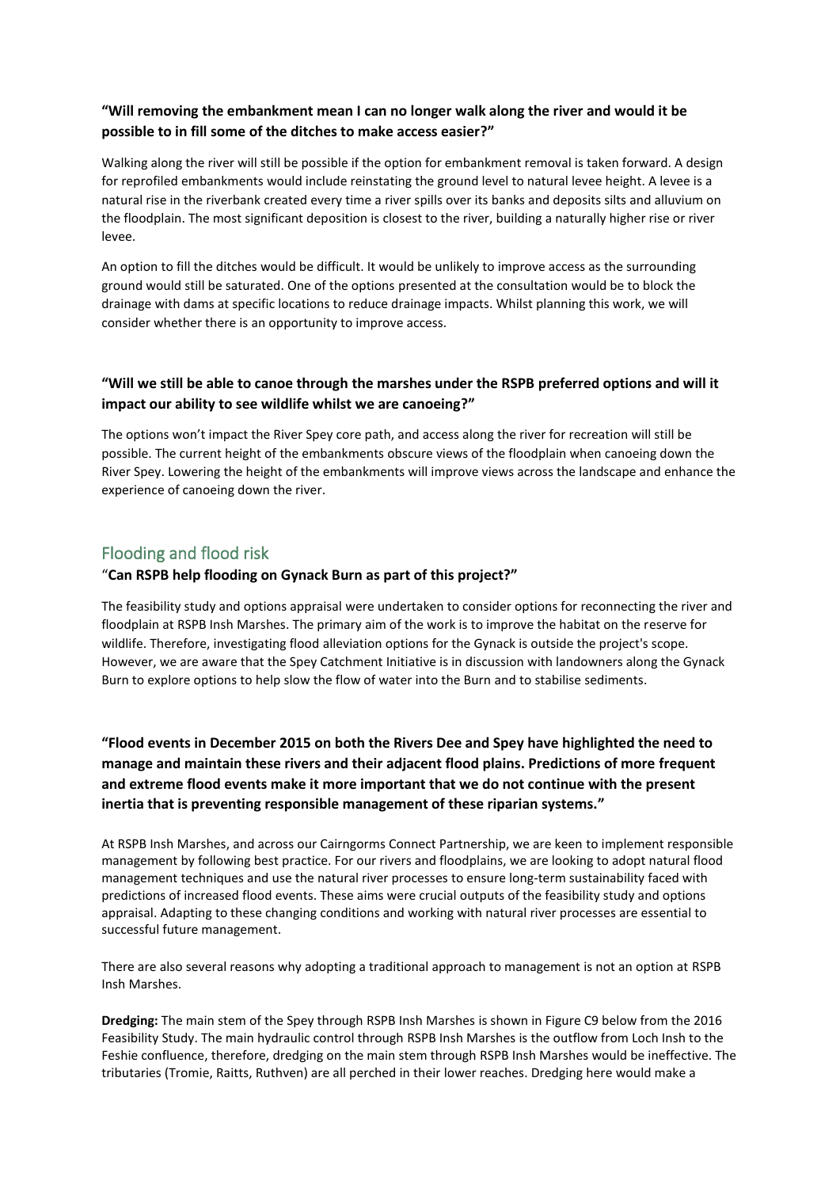**"Will removing the embankment mean I can no longer walk along the river and would it be possible to in fill some of the ditches to make access easier?"**

Walking along the river will still be possible if the option for embankment removal is taken forward. A design for reprofiled embankments would include reinstating the ground level to natural levee height. A levee is a natural rise in the riverbank created every time a river spills over its banks and deposits silts and alluvium on the floodplain. The most significant deposition is closest to the river, building a naturally higher rise or river levee.

An option to fill the ditches would be difficult. It would be unlikely to improve access as the surrounding ground would still be saturated. One of the options presented at the consultation would be to block the drainage with dams at specific locations to reduce drainage impacts. Whilst planning this work, we will consider whether there is an opportunity to improve access.

**"Will we still be able to canoe through the marshes under the RSPB preferred options and will it impact our ability to see wildlife whilst we are canoeing?"**

The options won't impact the River Spey core path, and access along the river for recreation will still be possible. The current height of the embankments obscure views of the floodplain when canoeing down the River Spey. Lowering the height of the embankments will improve views across the landscape and enhance the experience of canoeing down the river.

## Flooding and flood risk

"**Can RSPB help flooding on Gynack Burn as part of this project?"**

The feasibility study and options appraisal were undertaken to consider options for reconnecting the river and floodplain at RSPB Insh Marshes. The primary aim of the work is to improve the habitat on the reserve for wildlife. Therefore, investigating flood alleviation options for the Gynack is outside the project's scope. However, we are aware that the Spey Catchment Initiative is in discussion with landowners along the Gynack Burn to explore options to help slow the flow of water into the Burn and to stabilise sediments.

**"Flood events in December 2015 on both the Rivers Dee and Spey have highlighted the need to manage and maintain these rivers and their adjacent flood plains. Predictions of more frequent and extreme flood events make it more important that we do not continue with the present inertia that is preventing responsible management of these riparian systems."**

At RSPB Insh Marshes, and across our Cairngorms Connect Partnership, we are keen to implement responsible management by following best practice. For our rivers and floodplains, we are looking to adopt natural flood management techniques and use the natural river processes to ensure long-term sustainability faced with predictions of increased flood events. These aims were crucial outputs of the feasibility study and options appraisal. Adapting to these changing conditions and working with natural river processes are essential to successful future management.

There are also several reasons why adopting a traditional approach to management is not an option at RSPB Insh Marshes.

**Dredging:** The main stem of the Spey through RSPB Insh Marshes is shown in Figure C9 below from the 2016 Feasibility Study. The main hydraulic control through RSPB Insh Marshes is the outflow from Loch Insh to the Feshie confluence, therefore, dredging on the main stem through RSPB Insh Marshes would be ineffective. The tributaries (Tromie, Raitts, Ruthven) are all perched in their lower reaches. Dredging here would make a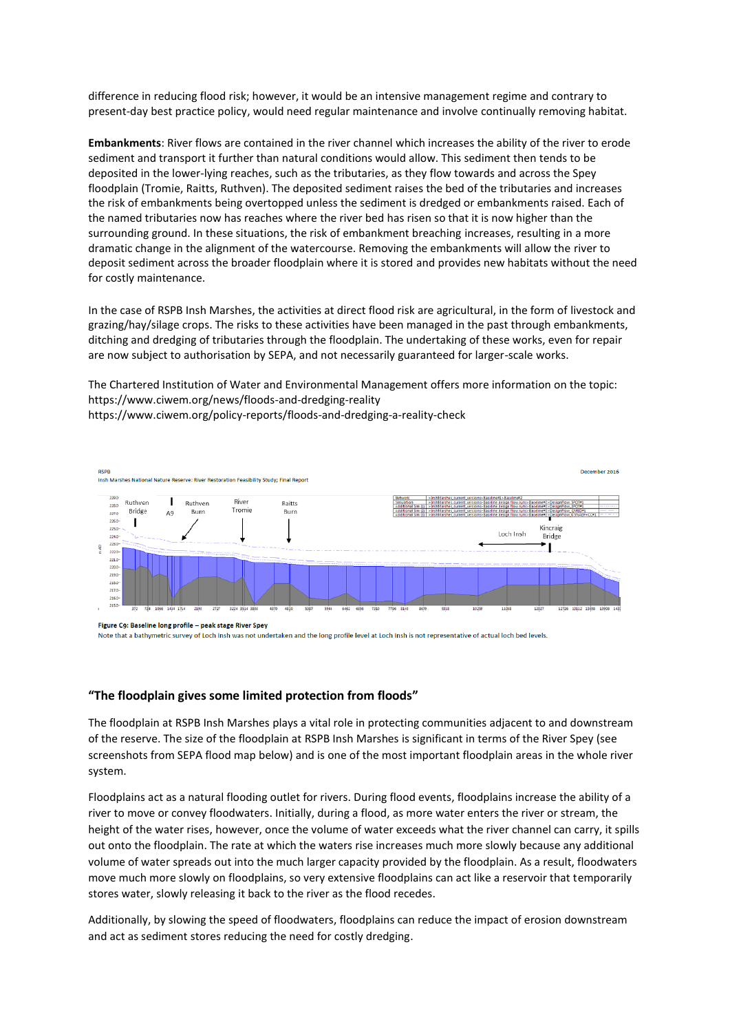difference in reducing flood risk; however, it would be an intensive management regime and contrary to present-day best practice policy, would need regular maintenance and involve continually removing habitat.

**Embankments**: River flows are contained in the river channel which increases the ability of the river to erode sediment and transport it further than natural conditions would allow. This sediment then tends to be deposited in the lower-lying reaches, such as the tributaries, as they flow towards and across the Spey floodplain (Tromie, Raitts, Ruthven). The deposited sediment raises the bed of the tributaries and increases the risk of embankments being overtopped unless the sediment is dredged or embankments raised. Each of the named tributaries now has reaches where the river bed has risen so that it is now higher than the surrounding ground. In these situations, the risk of embankment breaching increases, resulting in a more dramatic change in the alignment of the watercourse. Removing the embankments will allow the river to deposit sediment across the broader floodplain where it is stored and provides new habitats without the need for costly maintenance.

In the case of RSPB Insh Marshes, the activities at direct flood risk are agricultural, in the form of livestock and grazing/hay/silage crops. The risks to these activities have been managed in the past through embankments, ditching and dredging of tributaries through the floodplain. The undertaking of these works, even for repair are now subject to authorisation by SEPA, and not necessarily guaranteed for larger-scale works.

The Chartered Institution of Water and Environmental Management offers more information on the topic:
https://www.ciwem.org/news/floods-and-dredging-reality
https://www.ciwem.org/policy-reports/floods-and-dredging-a-reality-check

RSPB
Insh Marshes National Nature Reserve: River Restoration Feasibility Study; Final Report
December 2016

Figure C9: Baseline long profile – peak stage River Spey
Note that a bathymetric survey of Loch Insh was not undertaken and the long profile level at Loch Insh is not representative of actual loch bed levels.

## "The floodplain gives some limited protection from floods"

The floodplain at RSPB Insh Marshes plays a vital role in protecting communities adjacent to and downstream of the reserve. The size of the floodplain at RSPB Insh Marshes is significant in terms of the River Spey (see screenshots from SEPA flood map below) and is one of the most important floodplain areas in the whole river system.

Floodplains act as a natural flooding outlet for rivers. During flood events, floodplains increase the ability of a river to move or convey floodwaters. Initially, during a flood, as more water enters the river or stream, the height of the water rises, however, once the volume of water exceeds what the river channel can carry, it spills out onto the floodplain. The rate at which the waters rise increases much more slowly because any additional volume of water spreads out into the much larger capacity provided by the floodplain. As a result, floodwaters move much more slowly on floodplains, so very extensive floodplains can act like a reservoir that temporarily stores water, slowly releasing it back to the river as the flood recedes.

Additionally, by slowing the speed of floodwaters, floodplains can reduce the impact of erosion downstream and act as sediment stores reducing the need for costly dredging.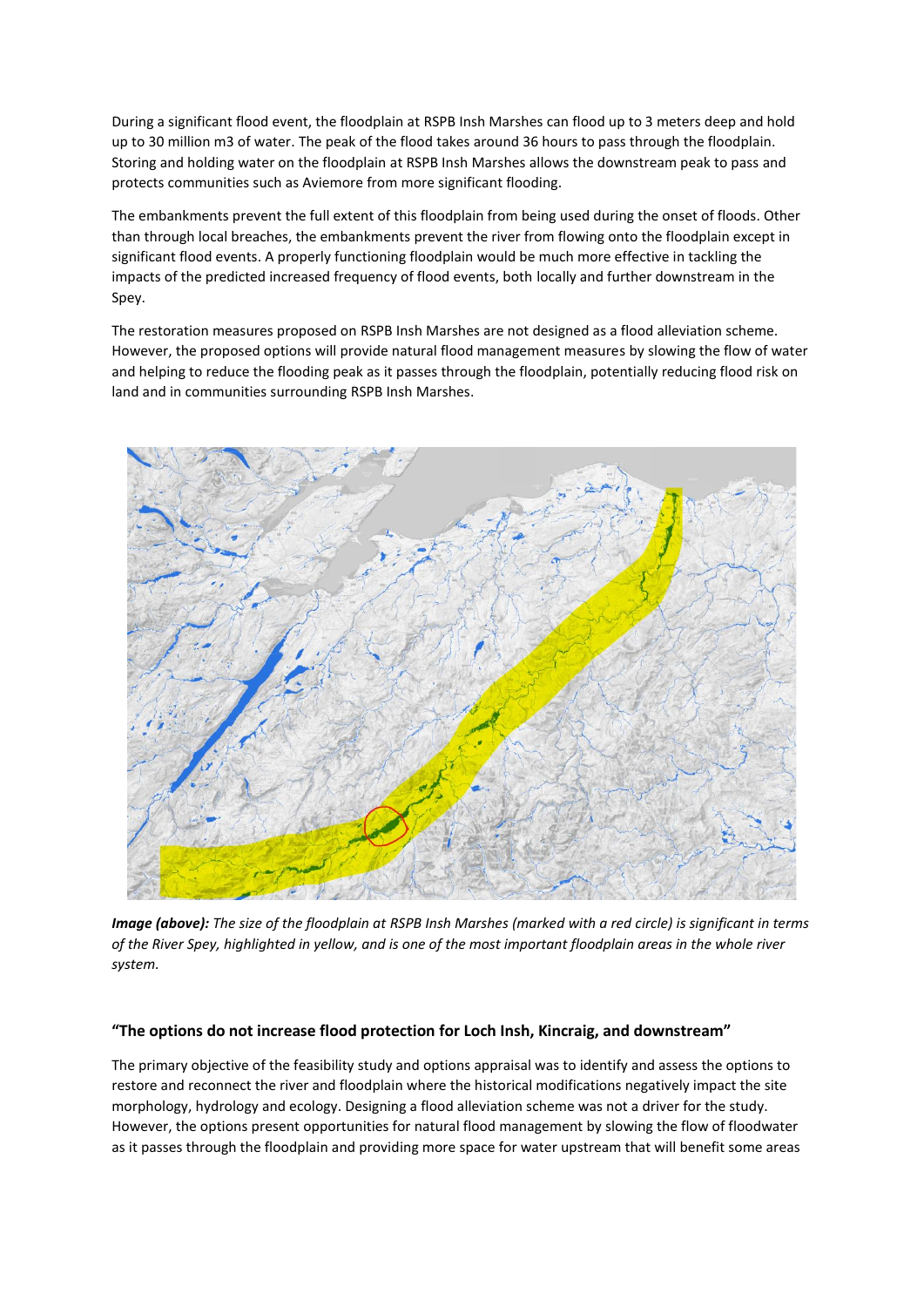During a significant flood event, the floodplain at RSPB Insh Marshes can flood up to 3 meters deep and hold up to 30 million m3 of water. The peak of the flood takes around 36 hours to pass through the floodplain. Storing and holding water on the floodplain at RSPB Insh Marshes allows the downstream peak to pass and protects communities such as Aviemore from more significant flooding.

The embankments prevent the full extent of this floodplain from being used during the onset of floods. Other than through local breaches, the embankments prevent the river from flowing onto the floodplain except in significant flood events. A properly functioning floodplain would be much more effective in tackling the impacts of the predicted increased frequency of flood events, both locally and further downstream in the Spey.

The restoration measures proposed on RSPB Insh Marshes are not designed as a flood alleviation scheme. However, the proposed options will provide natural flood management measures by slowing the flow of water and helping to reduce the flooding peak as it passes through the floodplain, potentially reducing flood risk on land and in communities surrounding RSPB Insh Marshes.

***Image (above):*** *The size of the floodplain at RSPB Insh Marshes (marked with a red circle) is significant in terms of the River Spey, highlighted in yellow, and is one of the most important floodplain areas in the whole river system.*

### "The options do not increase flood protection for Loch Insh, Kincraig, and downstream"

The primary objective of the feasibility study and options appraisal was to identify and assess the options to restore and reconnect the river and floodplain where the historical modifications negatively impact the site morphology, hydrology and ecology. Designing a flood alleviation scheme was not a driver for the study. However, the options present opportunities for natural flood management by slowing the flow of floodwater as it passes through the floodplain and providing more space for water upstream that will benefit some areas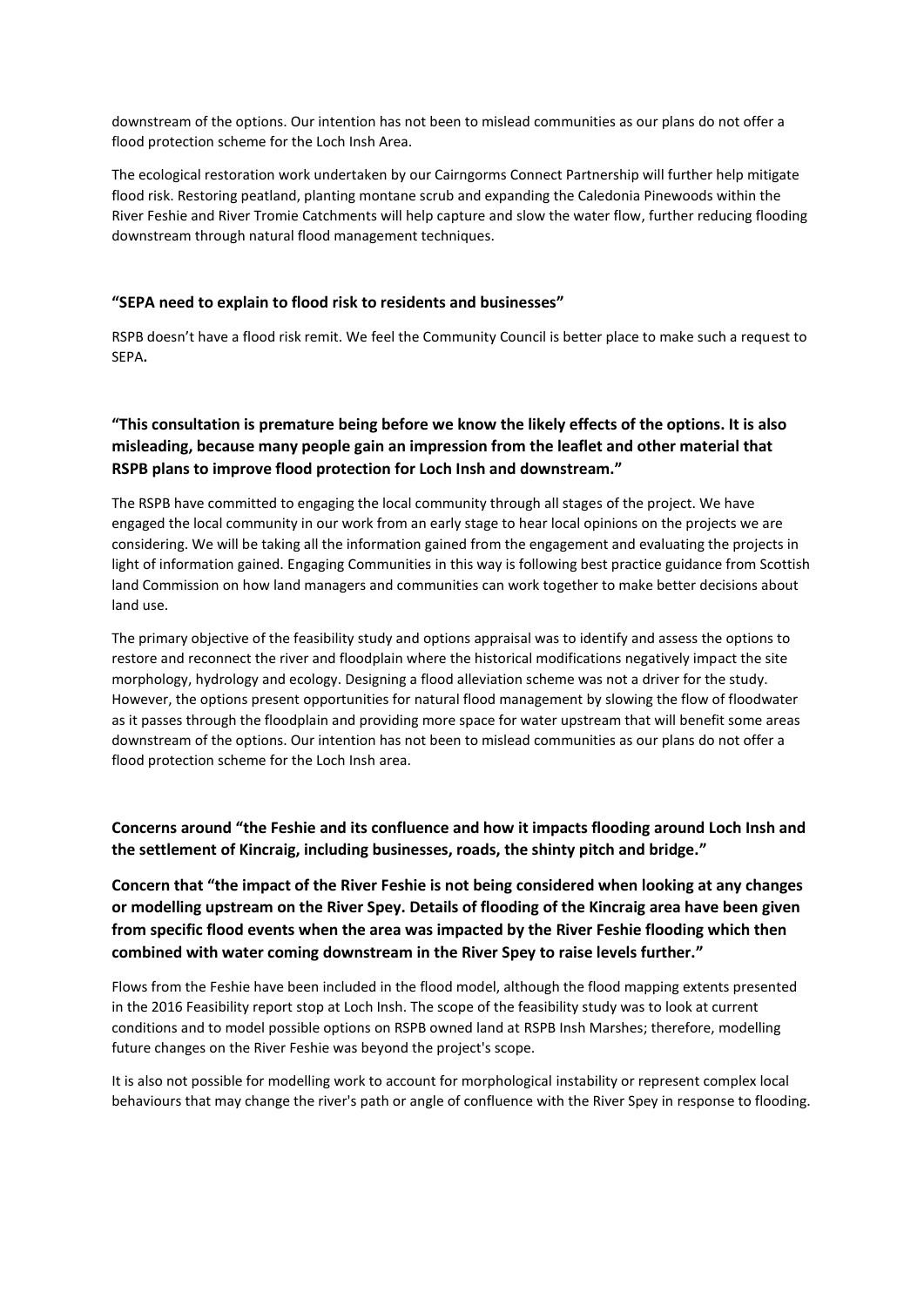downstream of the options. Our intention has not been to mislead communities as our plans do not offer a flood protection scheme for the Loch Insh Area.

The ecological restoration work undertaken by our Cairngorms Connect Partnership will further help mitigate flood risk. Restoring peatland, planting montane scrub and expanding the Caledonia Pinewoods within the River Feshie and River Tromie Catchments will help capture and slow the water flow, further reducing flooding downstream through natural flood management techniques.

### **"SEPA need to explain to flood risk to residents and businesses"**

RSPB doesn't have a flood risk remit. We feel the Community Council is better place to make such a request to SEPA**.**

### **"This consultation is premature being before we know the likely effects of the options. It is also misleading, because many people gain an impression from the leaflet and other material that RSPB plans to improve flood protection for Loch Insh and downstream."**

The RSPB have committed to engaging the local community through all stages of the project. We have engaged the local community in our work from an early stage to hear local opinions on the projects we are considering. We will be taking all the information gained from the engagement and evaluating the projects in light of information gained. Engaging Communities in this way is following best practice guidance from Scottish land Commission on how land managers and communities can work together to make better decisions about land use.

The primary objective of the feasibility study and options appraisal was to identify and assess the options to restore and reconnect the river and floodplain where the historical modifications negatively impact the site morphology, hydrology and ecology. Designing a flood alleviation scheme was not a driver for the study. However, the options present opportunities for natural flood management by slowing the flow of floodwater as it passes through the floodplain and providing more space for water upstream that will benefit some areas downstream of the options. Our intention has not been to mislead communities as our plans do not offer a flood protection scheme for the Loch Insh area.

### **Concerns around "the Feshie and its confluence and how it impacts flooding around Loch Insh and the settlement of Kincraig, including businesses, roads, the shinty pitch and bridge."**

### **Concern that "the impact of the River Feshie is not being considered when looking at any changes or modelling upstream on the River Spey. Details of flooding of the Kincraig area have been given from specific flood events when the area was impacted by the River Feshie flooding which then combined with water coming downstream in the River Spey to raise levels further."**

Flows from the Feshie have been included in the flood model, although the flood mapping extents presented in the 2016 Feasibility report stop at Loch Insh. The scope of the feasibility study was to look at current conditions and to model possible options on RSPB owned land at RSPB Insh Marshes; therefore, modelling future changes on the River Feshie was beyond the project's scope.

It is also not possible for modelling work to account for morphological instability or represent complex local behaviours that may change the river's path or angle of confluence with the River Spey in response to flooding.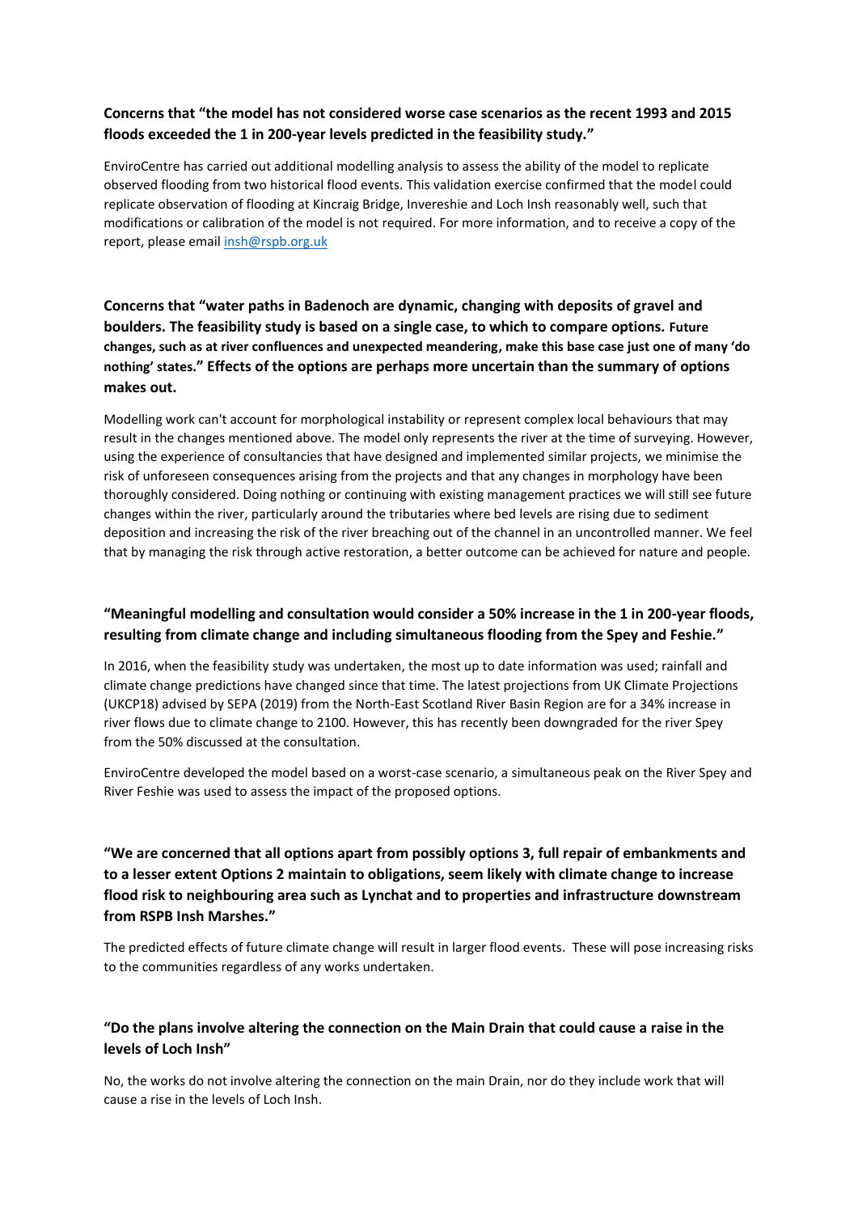**Concerns that "the model has not considered worse case scenarios as the recent 1993 and 2015 floods exceeded the 1 in 200-year levels predicted in the feasibility study."**

EnviroCentre has carried out additional modelling analysis to assess the ability of the model to replicate observed flooding from two historical flood events. This validation exercise confirmed that the model could replicate observation of flooding at Kincraig Bridge, Invereshie and Loch Insh reasonably well, such that modifications or calibration of the model is not required. For more information, and to receive a copy of the report, please email insh@rspb.org.uk

**Concerns that "water paths in Badenoch are dynamic, changing with deposits of gravel and boulders. The feasibility study is based on a single case, to which to compare options. Future changes, such as at river confluences and unexpected meandering, make this base case just one of many 'do nothing' states." Effects of the options are perhaps more uncertain than the summary of options makes out.**

Modelling work can't account for morphological instability or represent complex local behaviours that may result in the changes mentioned above. The model only represents the river at the time of surveying. However, using the experience of consultancies that have designed and implemented similar projects, we minimise the risk of unforeseen consequences arising from the projects and that any changes in morphology have been thoroughly considered. Doing nothing or continuing with existing management practices we will still see future changes within the river, particularly around the tributaries where bed levels are rising due to sediment deposition and increasing the risk of the river breaching out of the channel in an uncontrolled manner. We feel that by managing the risk through active restoration, a better outcome can be achieved for nature and people.

**"Meaningful modelling and consultation would consider a 50% increase in the 1 in 200-year floods, resulting from climate change and including simultaneous flooding from the Spey and Feshie."**

In 2016, when the feasibility study was undertaken, the most up to date information was used; rainfall and climate change predictions have changed since that time. The latest projections from UK Climate Projections (UKCP18) advised by SEPA (2019) from the North-East Scotland River Basin Region are for a 34% increase in river flows due to climate change to 2100. However, this has recently been downgraded for the river Spey from the 50% discussed at the consultation.

EnviroCentre developed the model based on a worst-case scenario, a simultaneous peak on the River Spey and River Feshie was used to assess the impact of the proposed options.

**"We are concerned that all options apart from possibly options 3, full repair of embankments and to a lesser extent Options 2 maintain to obligations, seem likely with climate change to increase flood risk to neighbouring area such as Lynchat and to properties and infrastructure downstream from RSPB Insh Marshes."**

The predicted effects of future climate change will result in larger flood events. These will pose increasing risks to the communities regardless of any works undertaken.

**"Do the plans involve altering the connection on the Main Drain that could cause a raise in the levels of Loch Insh"**

No, the works do not involve altering the connection on the main Drain, nor do they include work that will cause a rise in the levels of Loch Insh.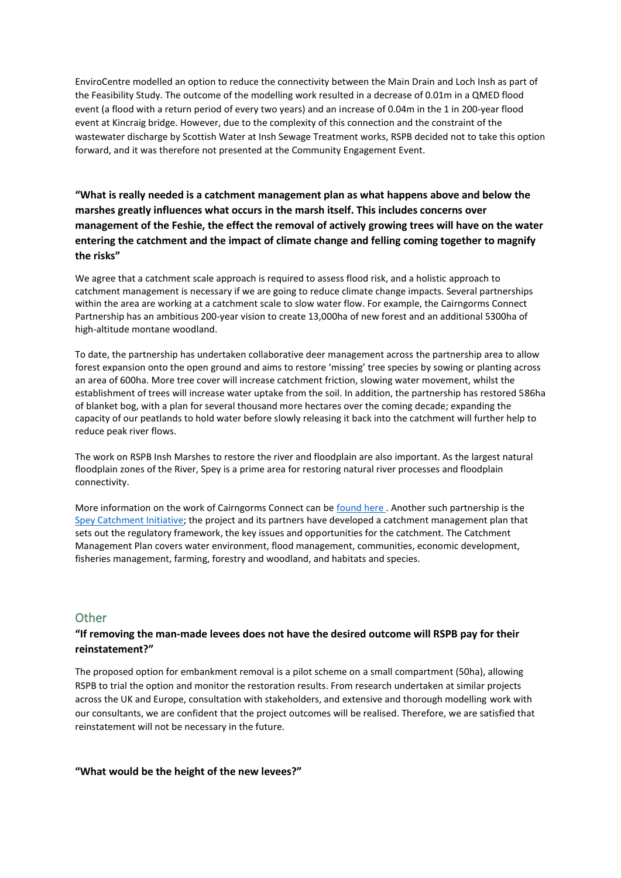EnviroCentre modelled an option to reduce the connectivity between the Main Drain and Loch Insh as part of the Feasibility Study. The outcome of the modelling work resulted in a decrease of 0.01m in a QMED flood event (a flood with a return period of every two years) and an increase of 0.04m in the 1 in 200-year flood event at Kincraig bridge. However, due to the complexity of this connection and the constraint of the wastewater discharge by Scottish Water at Insh Sewage Treatment works, RSPB decided not to take this option forward, and it was therefore not presented at the Community Engagement Event.

**"What is really needed is a catchment management plan as what happens above and below the marshes greatly influences what occurs in the marsh itself. This includes concerns over management of the Feshie, the effect the removal of actively growing trees will have on the water entering the catchment and the impact of climate change and felling coming together to magnify the risks"**

We agree that a catchment scale approach is required to assess flood risk, and a holistic approach to catchment management is necessary if we are going to reduce climate change impacts. Several partnerships within the area are working at a catchment scale to slow water flow. For example, the Cairngorms Connect Partnership has an ambitious 200-year vision to create 13,000ha of new forest and an additional 5300ha of high-altitude montane woodland.

To date, the partnership has undertaken collaborative deer management across the partnership area to allow forest expansion onto the open ground and aims to restore 'missing' tree species by sowing or planting across an area of 600ha. More tree cover will increase catchment friction, slowing water movement, whilst the establishment of trees will increase water uptake from the soil. In addition, the partnership has restored 586ha of blanket bog, with a plan for several thousand more hectares over the coming decade; expanding the capacity of our peatlands to hold water before slowly releasing it back into the catchment will further help to reduce peak river flows.

The work on RSPB Insh Marshes to restore the river and floodplain are also important. As the largest natural floodplain zones of the River, Spey is a prime area for restoring natural river processes and floodplain connectivity.

More information on the work of Cairngorms Connect can be found here . Another such partnership is the Spey Catchment Initiative; the project and its partners have developed a catchment management plan that sets out the regulatory framework, the key issues and opportunities for the catchment. The Catchment Management Plan covers water environment, flood management, communities, economic development, fisheries management, farming, forestry and woodland, and habitats and species.

## Other

**"If removing the man-made levees does not have the desired outcome will RSPB pay for their reinstatement?"**

The proposed option for embankment removal is a pilot scheme on a small compartment (50ha), allowing RSPB to trial the option and monitor the restoration results. From research undertaken at similar projects across the UK and Europe, consultation with stakeholders, and extensive and thorough modelling work with our consultants, we are confident that the project outcomes will be realised. Therefore, we are satisfied that reinstatement will not be necessary in the future.

**"What would be the height of the new levees?"**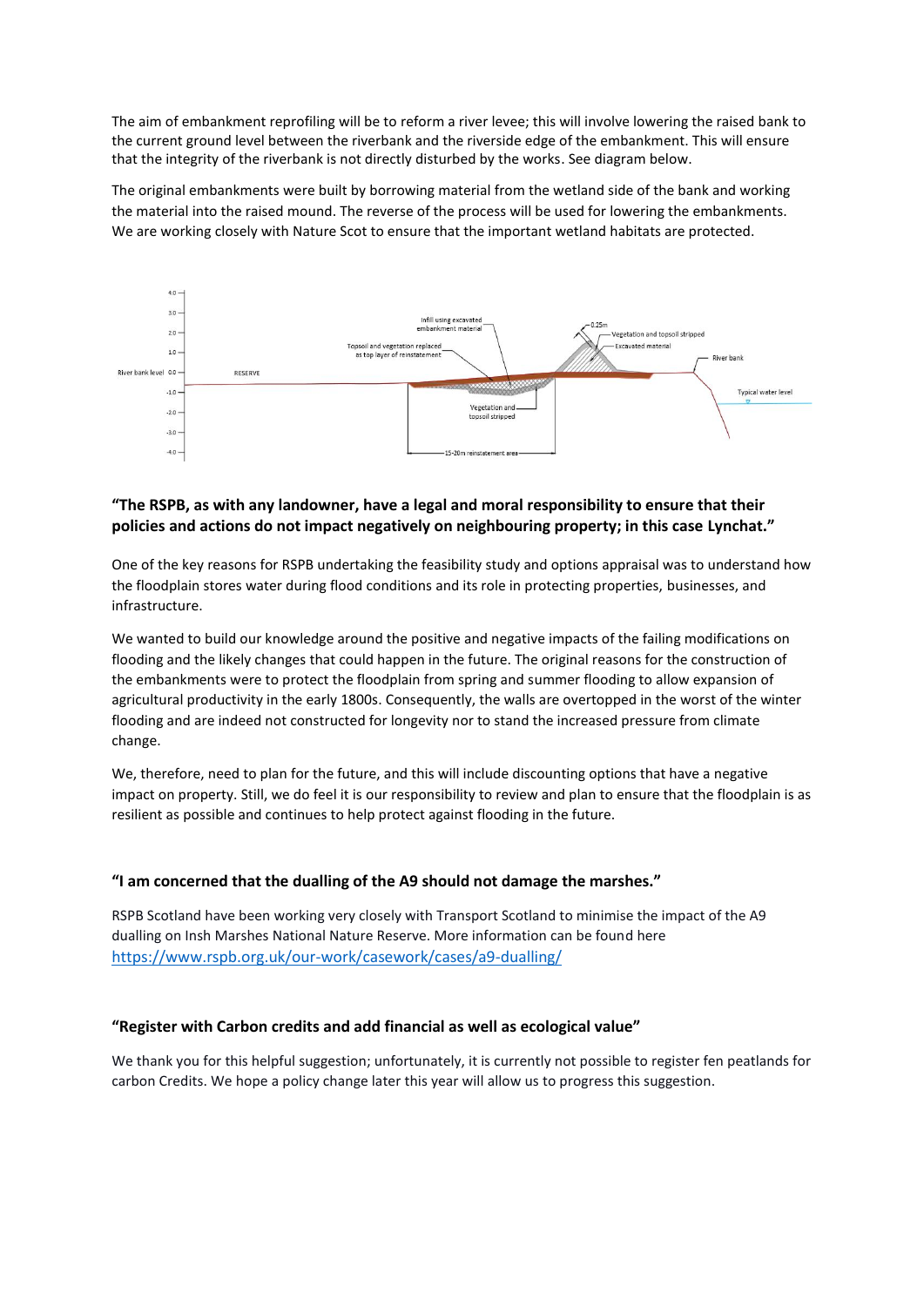The aim of embankment reprofiling will be to reform a river levee; this will involve lowering the raised bank to the current ground level between the riverbank and the riverside edge of the embankment. This will ensure that the integrity of the riverbank is not directly disturbed by the works. See diagram below.

The original embankments were built by borrowing material from the wetland side of the bank and working the material into the raised mound. The reverse of the process will be used for lowering the embankments. We are working closely with Nature Scot to ensure that the important wetland habitats are protected.

**"The RSPB, as with any landowner, have a legal and moral responsibility to ensure that their policies and actions do not impact negatively on neighbouring property; in this case Lynchat."**

One of the key reasons for RSPB undertaking the feasibility study and options appraisal was to understand how the floodplain stores water during flood conditions and its role in protecting properties, businesses, and infrastructure.

We wanted to build our knowledge around the positive and negative impacts of the failing modifications on flooding and the likely changes that could happen in the future. The original reasons for the construction of the embankments were to protect the floodplain from spring and summer flooding to allow expansion of agricultural productivity in the early 1800s. Consequently, the walls are overtopped in the worst of the winter flooding and are indeed not constructed for longevity nor to stand the increased pressure from climate change.

We, therefore, need to plan for the future, and this will include discounting options that have a negative impact on property. Still, we do feel it is our responsibility to review and plan to ensure that the floodplain is as resilient as possible and continues to help protect against flooding in the future.

**"I am concerned that the dualling of the A9 should not damage the marshes."**

RSPB Scotland have been working very closely with Transport Scotland to minimise the impact of the A9 dualling on Insh Marshes National Nature Reserve. More information can be found here https://www.rspb.org.uk/our-work/casework/cases/a9-dualling/

**"Register with Carbon credits and add financial as well as ecological value"**

We thank you for this helpful suggestion; unfortunately, it is currently not possible to register fen peatlands for carbon Credits. We hope a policy change later this year will allow us to progress this suggestion.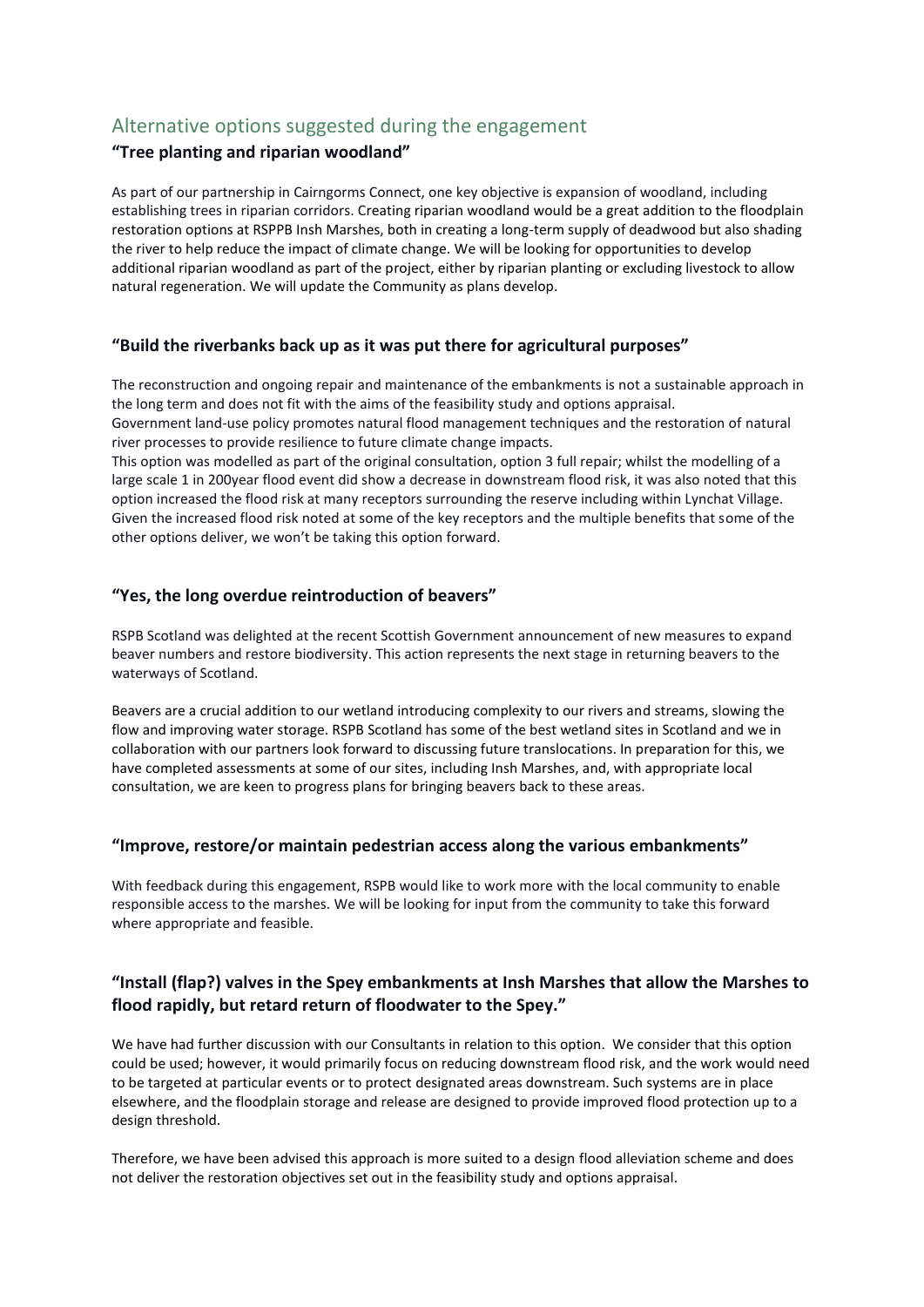## Alternative options suggested during the engagement

### "Tree planting and riparian woodland"

As part of our partnership in Cairngorms Connect, one key objective is expansion of woodland, including establishing trees in riparian corridors. Creating riparian woodland would be a great addition to the floodplain restoration options at RSPPB Insh Marshes, both in creating a long-term supply of deadwood but also shading the river to help reduce the impact of climate change. We will be looking for opportunities to develop additional riparian woodland as part of the project, either by riparian planting or excluding livestock to allow natural regeneration. We will update the Community as plans develop.

### "Build the riverbanks back up as it was put there for agricultural purposes"

The reconstruction and ongoing repair and maintenance of the embankments is not a sustainable approach in the long term and does not fit with the aims of the feasibility study and options appraisal.
Government land-use policy promotes natural flood management techniques and the restoration of natural river processes to provide resilience to future climate change impacts.
This option was modelled as part of the original consultation, option 3 full repair; whilst the modelling of a large scale 1 in 200year flood event did show a decrease in downstream flood risk, it was also noted that this option increased the flood risk at many receptors surrounding the reserve including within Lynchat Village. Given the increased flood risk noted at some of the key receptors and the multiple benefits that some of the other options deliver, we won't be taking this option forward.

### "Yes, the long overdue reintroduction of beavers"

RSPB Scotland was delighted at the recent Scottish Government announcement of new measures to expand beaver numbers and restore biodiversity. This action represents the next stage in returning beavers to the waterways of Scotland.

Beavers are a crucial addition to our wetland introducing complexity to our rivers and streams, slowing the flow and improving water storage. RSPB Scotland has some of the best wetland sites in Scotland and we in collaboration with our partners look forward to discussing future translocations. In preparation for this, we have completed assessments at some of our sites, including Insh Marshes, and, with appropriate local consultation, we are keen to progress plans for bringing beavers back to these areas.

### "Improve, restore/or maintain pedestrian access along the various embankments"

With feedback during this engagement, RSPB would like to work more with the local community to enable responsible access to the marshes. We will be looking for input from the community to take this forward where appropriate and feasible.

### "Install (flap?) valves in the Spey embankments at Insh Marshes that allow the Marshes to flood rapidly, but retard return of floodwater to the Spey."

We have had further discussion with our Consultants in relation to this option. We consider that this option could be used; however, it would primarily focus on reducing downstream flood risk, and the work would need to be targeted at particular events or to protect designated areas downstream. Such systems are in place elsewhere, and the floodplain storage and release are designed to provide improved flood protection up to a design threshold.

Therefore, we have been advised this approach is more suited to a design flood alleviation scheme and does not deliver the restoration objectives set out in the feasibility study and options appraisal.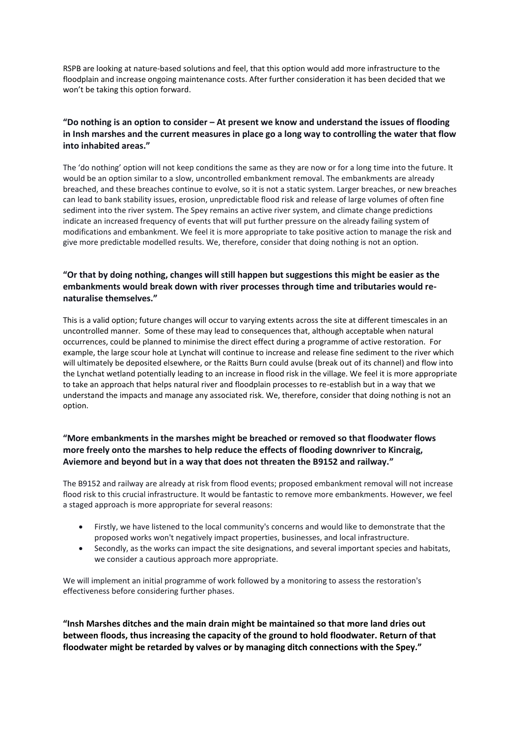RSPB are looking at nature-based solutions and feel, that this option would add more infrastructure to the floodplain and increase ongoing maintenance costs. After further consideration it has been decided that we won't be taking this option forward.

**"Do nothing is an option to consider – At present we know and understand the issues of flooding in Insh marshes and the current measures in place go a long way to controlling the water that flow into inhabited areas."**

The 'do nothing' option will not keep conditions the same as they are now or for a long time into the future. It would be an option similar to a slow, uncontrolled embankment removal. The embankments are already breached, and these breaches continue to evolve, so it is not a static system. Larger breaches, or new breaches can lead to bank stability issues, erosion, unpredictable flood risk and release of large volumes of often fine sediment into the river system. The Spey remains an active river system, and climate change predictions indicate an increased frequency of events that will put further pressure on the already failing system of modifications and embankment. We feel it is more appropriate to take positive action to manage the risk and give more predictable modelled results. We, therefore, consider that doing nothing is not an option.

**"Or that by doing nothing, changes will still happen but suggestions this might be easier as the embankments would break down with river processes through time and tributaries would re-naturalise themselves."**

This is a valid option; future changes will occur to varying extents across the site at different timescales in an uncontrolled manner. Some of these may lead to consequences that, although acceptable when natural occurrences, could be planned to minimise the direct effect during a programme of active restoration. For example, the large scour hole at Lynchat will continue to increase and release fine sediment to the river which will ultimately be deposited elsewhere, or the Raitts Burn could avulse (break out of its channel) and flow into the Lynchat wetland potentially leading to an increase in flood risk in the village. We feel it is more appropriate to take an approach that helps natural river and floodplain processes to re-establish but in a way that we understand the impacts and manage any associated risk. We, therefore, consider that doing nothing is not an option.

**"More embankments in the marshes might be breached or removed so that floodwater flows more freely onto the marshes to help reduce the effects of flooding downriver to Kincraig, Aviemore and beyond but in a way that does not threaten the B9152 and railway."**

The B9152 and railway are already at risk from flood events; proposed embankment removal will not increase flood risk to this crucial infrastructure. It would be fantastic to remove more embankments. However, we feel a staged approach is more appropriate for several reasons:

- Firstly, we have listened to the local community's concerns and would like to demonstrate that the proposed works won't negatively impact properties, businesses, and local infrastructure.
- Secondly, as the works can impact the site designations, and several important species and habitats, we consider a cautious approach more appropriate.

We will implement an initial programme of work followed by a monitoring to assess the restoration's effectiveness before considering further phases.

**"Insh Marshes ditches and the main drain might be maintained so that more land dries out between floods, thus increasing the capacity of the ground to hold floodwater. Return of that floodwater might be retarded by valves or by managing ditch connections with the Spey."**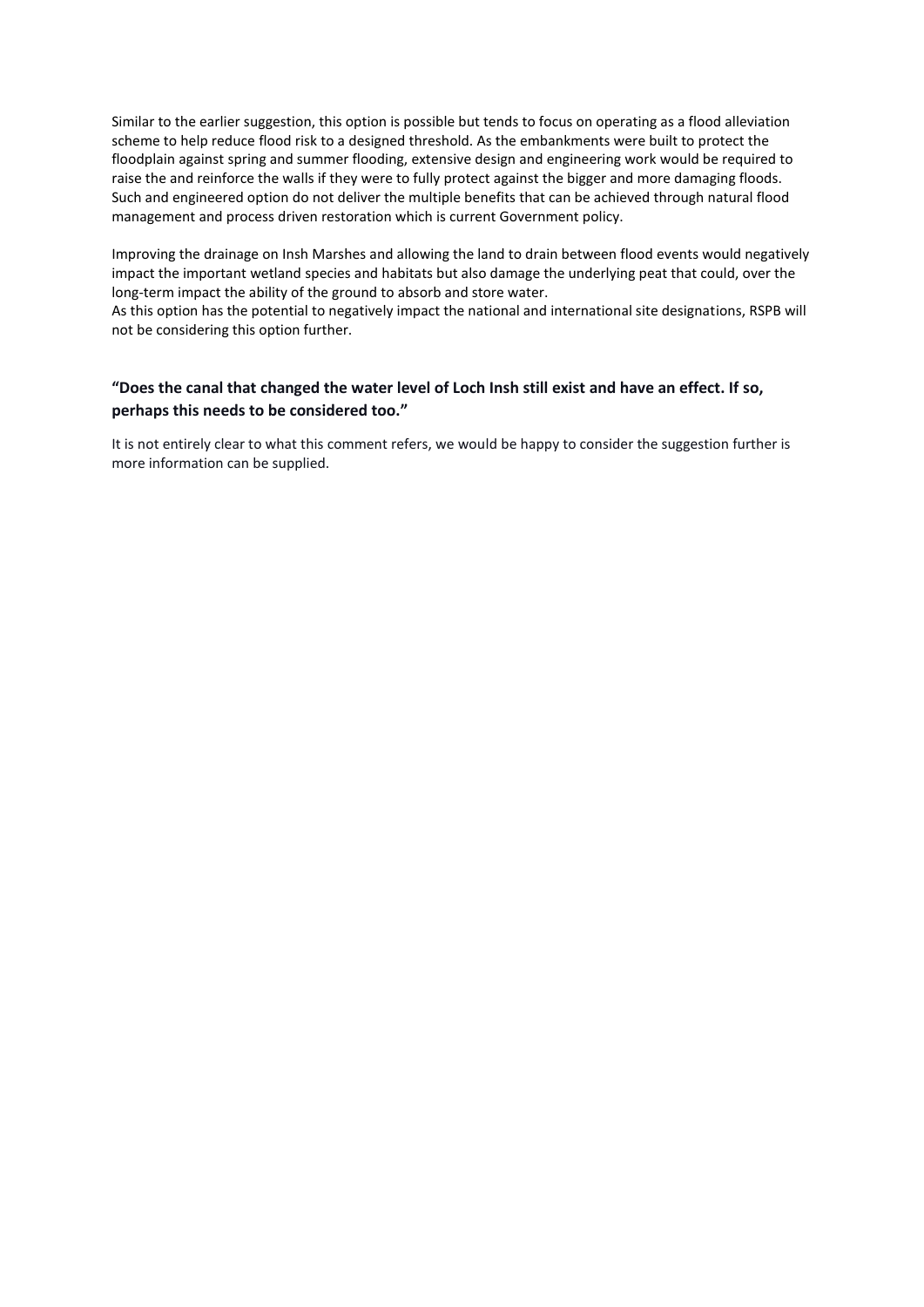Similar to the earlier suggestion, this option is possible but tends to focus on operating as a flood alleviation scheme to help reduce flood risk to a designed threshold. As the embankments were built to protect the floodplain against spring and summer flooding, extensive design and engineering work would be required to raise the and reinforce the walls if they were to fully protect against the bigger and more damaging floods. Such and engineered option do not deliver the multiple benefits that can be achieved through natural flood management and process driven restoration which is current Government policy.

Improving the drainage on Insh Marshes and allowing the land to drain between flood events would negatively impact the important wetland species and habitats but also damage the underlying peat that could, over the long-term impact the ability of the ground to absorb and store water.
As this option has the potential to negatively impact the national and international site designations, RSPB will not be considering this option further.

**"Does the canal that changed the water level of Loch Insh still exist and have an effect. If so, perhaps this needs to be considered too."**

It is not entirely clear to what this comment refers, we would be happy to consider the suggestion further is more information can be supplied.